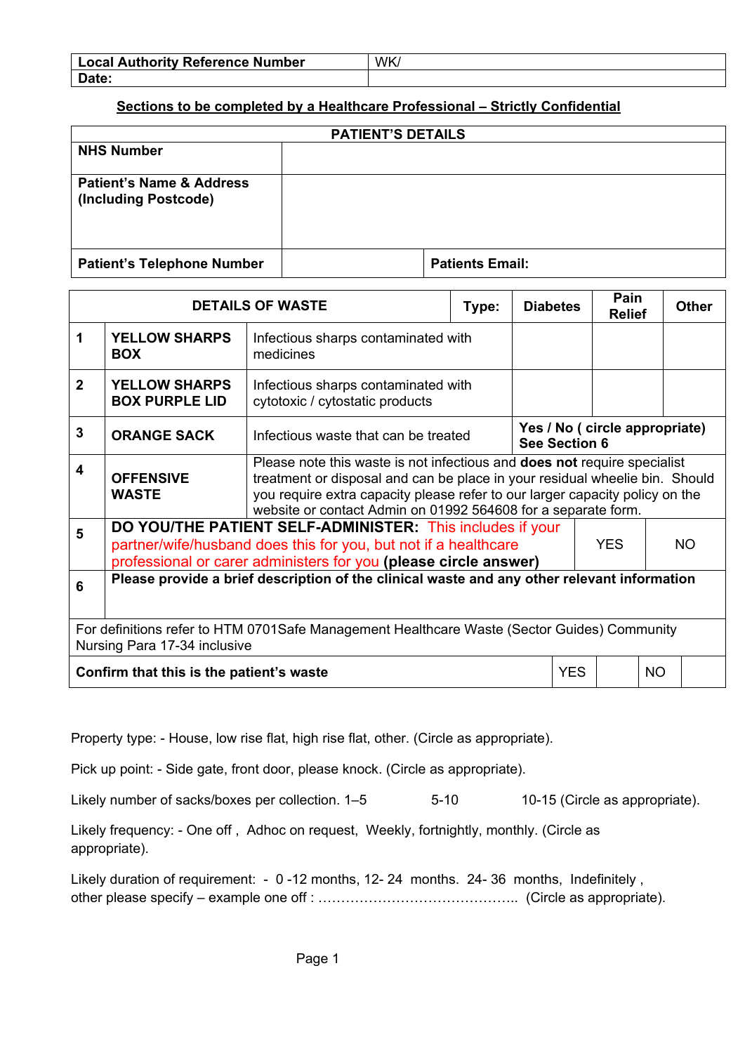| Local Authority Reference Number | WK/ |
|---|---|
| **Date:** | |

**Sections to be completed by a Healthcare Professional – Strictly Confidential**

| PATIENT'S DETAILS | | | |
|---|---|---|---|
| **NHS Number** | | | |
| **Patient's Name & Address (Including Postcode)** | | | |
| **Patient's Telephone Number** | | **Patients Email:** | |

| | **DETAILS OF WASTE** | | **Type:** | **Diabetes** | **Pain Relief** | **Other** |
|---|---|---|---|---|---|---|
| **1** | **YELLOW SHARPS BOX** | Infectious sharps contaminated with medicines | | | | |
| **2** | **YELLOW SHARPS BOX PURPLE LID** | Infectious sharps contaminated with cytotoxic / cytostatic products | | | | |
| **3** | **ORANGE SACK** | Infectious waste that can be treated | | **Yes / No ( circle appropriate) See Section 6** | | |
| **4** | **OFFENSIVE WASTE** | Please note this waste is not infectious and **does not** require specialist treatment or disposal and can be place in your residual wheelie bin. Should you require extra capacity please refer to our larger capacity policy on the website or contact Admin on 01992 564608 for a separate form. | | | | |
| **5** | **DO YOU/THE PATIENT SELF-ADMINISTER:** This includes if your partner/wife/husband does this for you, but not if a healthcare professional or carer administers for you **(please circle answer)** | | | | YES | NO |
| **6** | **Please provide a brief description of the clinical waste and any other relevant information** | | | | | |

For definitions refer to HTM 0701Safe Management Healthcare Waste (Sector Guides) Community Nursing Para 17-34 inclusive

| **Confirm that this is the patient's waste** | YES | | NO | |
|---|---|---|---|---|

Property type: - House, low rise flat, high rise flat, other. (Circle as appropriate).

Pick up point: - Side gate, front door, please knock. (Circle as appropriate).

Likely number of sacks/boxes per collection. 1–5 5-10 10-15 (Circle as appropriate).

Likely frequency: - One off , Adhoc on request, Weekly, fortnightly, monthly. (Circle as appropriate).

Likely duration of requirement: - 0 -12 months, 12- 24 months. 24- 36 months, Indefinitely , other please specify – example one off : …………………………………….. (Circle as appropriate).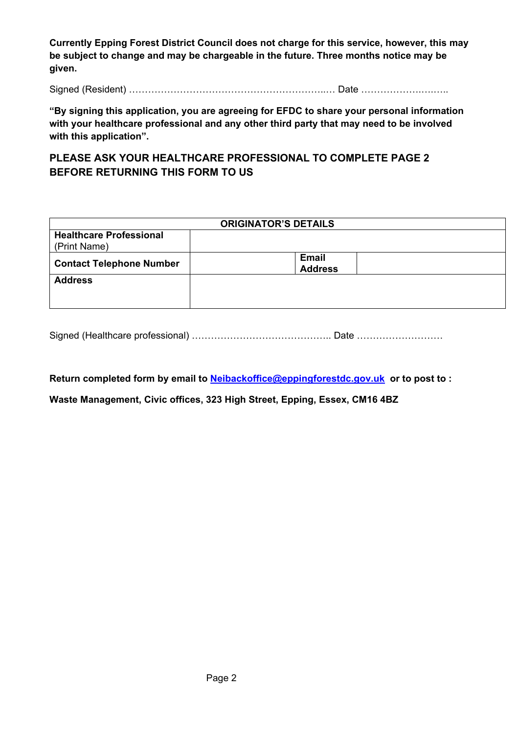**Currently Epping Forest District Council does not charge for this service, however, this may be subject to change and may be chargeable in the future. Three months notice may be given.**

Signed (Resident) ……………………………………………………..… Date …………………..…..

**"By signing this application, you are agreeing for EFDC to share your personal information with your healthcare professional and any other third party that may need to be involved with this application".**

## PLEASE ASK YOUR HEALTHCARE PROFESSIONAL TO COMPLETE PAGE 2 BEFORE RETURNING THIS FORM TO US

| **ORIGINATOR'S DETAILS** | | | |
|---|---|---|---|
| **Healthcare Professional** (Print Name) | | | |
| **Contact Telephone Number** | | **Email Address** | |
| **Address** | | | |

Signed (Healthcare professional) …………………………………….. Date ………………………

**Return completed form by email to [Neibackoffice@eppingforestdc.gov.uk](mailto:Neibackoffice@eppingforestdc.gov.uk) or to post to :**

**Waste Management, Civic offices, 323 High Street, Epping, Essex, CM16 4BZ**